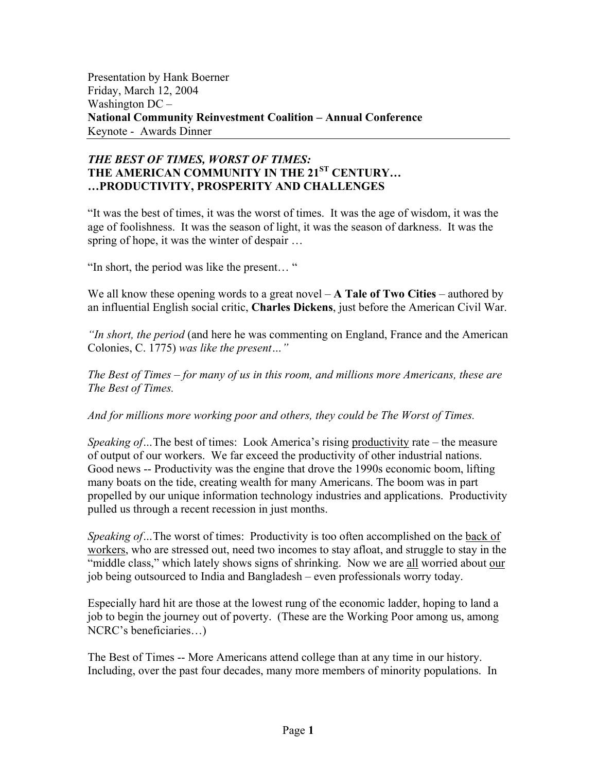Presentation by Hank Boerner
Friday, March 12, 2004
Washington DC –
**National Community Reinvestment Coalition – Annual Conference**
Keynote - Awards Dinner

# *THE BEST OF TIMES, WORST OF TIMES:* THE AMERICAN COMMUNITY IN THE 21ST CENTURY… …PRODUCTIVITY, PROSPERITY AND CHALLENGES

"It was the best of times, it was the worst of times. It was the age of wisdom, it was the age of foolishness. It was the season of light, it was the season of darkness. It was the spring of hope, it was the winter of despair …

"In short, the period was like the present… "

We all know these opening words to a great novel – **A Tale of Two Cities** – authored by an influential English social critic, **Charles Dickens**, just before the American Civil War.

*"In short, the period* (and here he was commenting on England, France and the American Colonies, C. 1775) *was like the present…"*

*The Best of Times – for many of us in this room, and millions more Americans, these are The Best of Times.*

*And for millions more working poor and others, they could be The Worst of Times.*

*Speaking of…*The best of times: Look America's rising productivity rate – the measure of output of our workers. We far exceed the productivity of other industrial nations. Good news -- Productivity was the engine that drove the 1990s economic boom, lifting many boats on the tide, creating wealth for many Americans. The boom was in part propelled by our unique information technology industries and applications. Productivity pulled us through a recent recession in just months.

*Speaking of…*The worst of times: Productivity is too often accomplished on the back of workers, who are stressed out, need two incomes to stay afloat, and struggle to stay in the "middle class," which lately shows signs of shrinking. Now we are all worried about our job being outsourced to India and Bangladesh – even professionals worry today.

Especially hard hit are those at the lowest rung of the economic ladder, hoping to land a job to begin the journey out of poverty. (These are the Working Poor among us, among NCRC's beneficiaries…)

The Best of Times -- More Americans attend college than at any time in our history. Including, over the past four decades, many more members of minority populations. In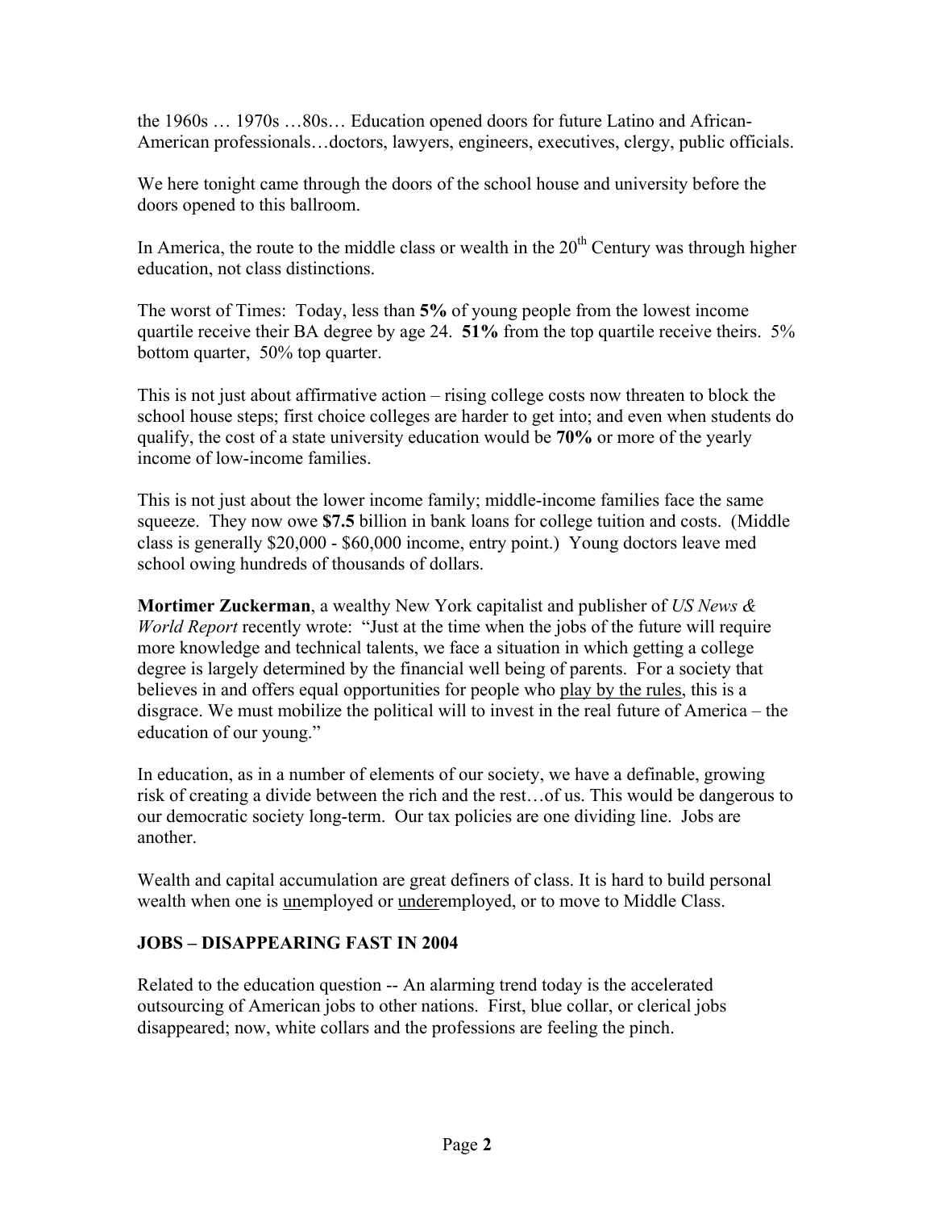the 1960s … 1970s …80s… Education opened doors for future Latino and African-American professionals…doctors, lawyers, engineers, executives, clergy, public officials.

We here tonight came through the doors of the school house and university before the doors opened to this ballroom.

In America, the route to the middle class or wealth in the 20th Century was through higher education, not class distinctions.

The worst of Times: Today, less than **5%** of young people from the lowest income quartile receive their BA degree by age 24. **51%** from the top quartile receive theirs. 5% bottom quarter, 50% top quarter.

This is not just about affirmative action – rising college costs now threaten to block the school house steps; first choice colleges are harder to get into; and even when students do qualify, the cost of a state university education would be **70%** or more of the yearly income of low-income families.

This is not just about the lower income family; middle-income families face the same squeeze. They now owe **$7.5** billion in bank loans for college tuition and costs. (Middle class is generally $20,000 - $60,000 income, entry point.) Young doctors leave med school owing hundreds of thousands of dollars.

**Mortimer Zuckerman**, a wealthy New York capitalist and publisher of *US News & World Report* recently wrote: "Just at the time when the jobs of the future will require more knowledge and technical talents, we face a situation in which getting a college degree is largely determined by the financial well being of parents. For a society that believes in and offers equal opportunities for people who play by the rules, this is a disgrace. We must mobilize the political will to invest in the real future of America – the education of our young."

In education, as in a number of elements of our society, we have a definable, growing risk of creating a divide between the rich and the rest…of us. This would be dangerous to our democratic society long-term. Our tax policies are one dividing line. Jobs are another.

Wealth and capital accumulation are great definers of class. It is hard to build personal wealth when one is unemployed or underemployed, or to move to Middle Class.

## JOBS – DISAPPEARING FAST IN 2004

Related to the education question -- An alarming trend today is the accelerated outsourcing of American jobs to other nations. First, blue collar, or clerical jobs disappeared; now, white collars and the professions are feeling the pinch.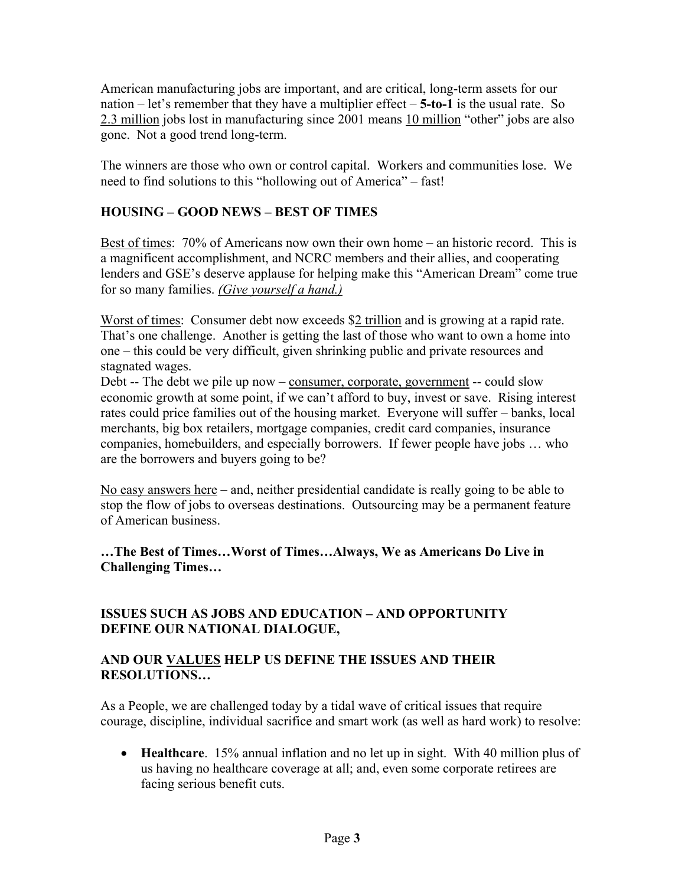American manufacturing jobs are important, and are critical, long-term assets for our nation – let's remember that they have a multiplier effect – **5-to-1** is the usual rate. So 2.3 million jobs lost in manufacturing since 2001 means 10 million "other" jobs are also gone. Not a good trend long-term.

The winners are those who own or control capital. Workers and communities lose. We need to find solutions to this "hollowing out of America" – fast!

**HOUSING – GOOD NEWS – BEST OF TIMES**

Best of times: 70% of Americans now own their own home – an historic record. This is a magnificent accomplishment, and NCRC members and their allies, and cooperating lenders and GSE's deserve applause for helping make this "American Dream" come true for so many families. *(Give yourself a hand.)*

Worst of times: Consumer debt now exceeds $2 trillion and is growing at a rapid rate. That's one challenge. Another is getting the last of those who want to own a home into one – this could be very difficult, given shrinking public and private resources and stagnated wages.

Debt -- The debt we pile up now – consumer, corporate, government -- could slow economic growth at some point, if we can't afford to buy, invest or save. Rising interest rates could price families out of the housing market. Everyone will suffer – banks, local merchants, big box retailers, mortgage companies, credit card companies, insurance companies, homebuilders, and especially borrowers. If fewer people have jobs … who are the borrowers and buyers going to be?

No easy answers here – and, neither presidential candidate is really going to be able to stop the flow of jobs to overseas destinations. Outsourcing may be a permanent feature of American business.

**…The Best of Times…Worst of Times…Always, We as Americans Do Live in Challenging Times…**

**ISSUES SUCH AS JOBS AND EDUCATION – AND OPPORTUNITY DEFINE OUR NATIONAL DIALOGUE,**

**AND OUR VALUES HELP US DEFINE THE ISSUES AND THEIR RESOLUTIONS…**

As a People, we are challenged today by a tidal wave of critical issues that require courage, discipline, individual sacrifice and smart work (as well as hard work) to resolve:

- **Healthcare**. 15% annual inflation and no let up in sight. With 40 million plus of us having no healthcare coverage at all; and, even some corporate retirees are facing serious benefit cuts.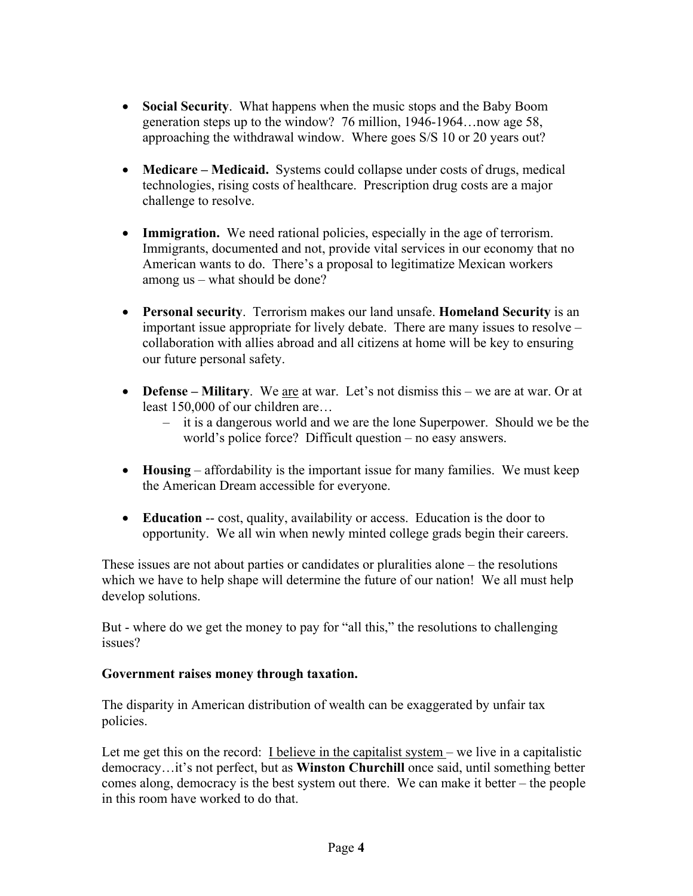- **Social Security**. What happens when the music stops and the Baby Boom generation steps up to the window? 76 million, 1946-1964…now age 58, approaching the withdrawal window. Where goes S/S 10 or 20 years out?

- **Medicare – Medicaid.** Systems could collapse under costs of drugs, medical technologies, rising costs of healthcare. Prescription drug costs are a major challenge to resolve.

- **Immigration.** We need rational policies, especially in the age of terrorism. Immigrants, documented and not, provide vital services in our economy that no American wants to do. There's a proposal to legitimatize Mexican workers among us – what should be done?

- **Personal security**. Terrorism makes our land unsafe. **Homeland Security** is an important issue appropriate for lively debate. There are many issues to resolve – collaboration with allies abroad and all citizens at home will be key to ensuring our future personal safety.

- **Defense – Military**. We <u>are</u> at war. Let's not dismiss this – we are at war. Or at least 150,000 of our children are…
  - it is a dangerous world and we are the lone Superpower. Should we be the world's police force? Difficult question – no easy answers.

- **Housing** – affordability is the important issue for many families. We must keep the American Dream accessible for everyone.

- **Education** -- cost, quality, availability or access. Education is the door to opportunity. We all win when newly minted college grads begin their careers.

These issues are not about parties or candidates or pluralities alone – the resolutions which we have to help shape will determine the future of our nation! We all must help develop solutions.

But - where do we get the money to pay for "all this," the resolutions to challenging issues?

**Government raises money through taxation.**

The disparity in American distribution of wealth can be exaggerated by unfair tax policies.

Let me get this on the record: <u>I believe in the capitalist system</u> – we live in a capitalistic democracy…it's not perfect, but as **Winston Churchill** once said, until something better comes along, democracy is the best system out there. We can make it better – the people in this room have worked to do that.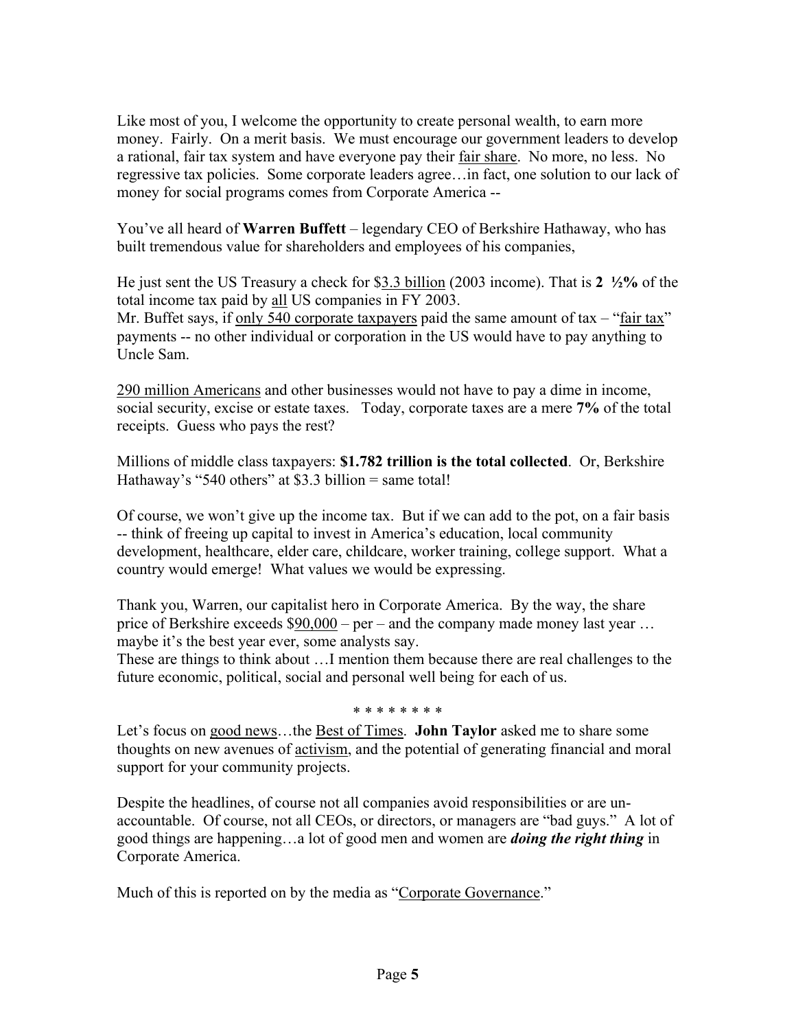Like most of you, I welcome the opportunity to create personal wealth, to earn more money. Fairly. On a merit basis. We must encourage our government leaders to develop a rational, fair tax system and have everyone pay their fair share. No more, no less. No regressive tax policies. Some corporate leaders agree…in fact, one solution to our lack of money for social programs comes from Corporate America --

You've all heard of **Warren Buffett** – legendary CEO of Berkshire Hathaway, who has built tremendous value for shareholders and employees of his companies,

He just sent the US Treasury a check for $3.3 billion (2003 income). That is **2 ½%** of the total income tax paid by all US companies in FY 2003.
Mr. Buffet says, if only 540 corporate taxpayers paid the same amount of tax – "fair tax" payments -- no other individual or corporation in the US would have to pay anything to Uncle Sam.

290 million Americans and other businesses would not have to pay a dime in income, social security, excise or estate taxes. Today, corporate taxes are a mere **7%** of the total receipts. Guess who pays the rest?

Millions of middle class taxpayers: **$1.782 trillion is the total collected**. Or, Berkshire Hathaway's "540 others" at $3.3 billion = same total!

Of course, we won't give up the income tax. But if we can add to the pot, on a fair basis -- think of freeing up capital to invest in America's education, local community development, healthcare, elder care, childcare, worker training, college support. What a country would emerge! What values we would be expressing.

Thank you, Warren, our capitalist hero in Corporate America. By the way, the share price of Berkshire exceeds $90,000 – per – and the company made money last year … maybe it's the best year ever, some analysts say.
These are things to think about …I mention them because there are real challenges to the future economic, political, social and personal well being for each of us.

* * * * * * * *

Let's focus on good news…the Best of Times. **John Taylor** asked me to share some thoughts on new avenues of activism, and the potential of generating financial and moral support for your community projects.

Despite the headlines, of course not all companies avoid responsibilities or are un-accountable. Of course, not all CEOs, or directors, or managers are "bad guys." A lot of good things are happening…a lot of good men and women are ***doing the right thing*** in Corporate America.

Much of this is reported on by the media as "Corporate Governance."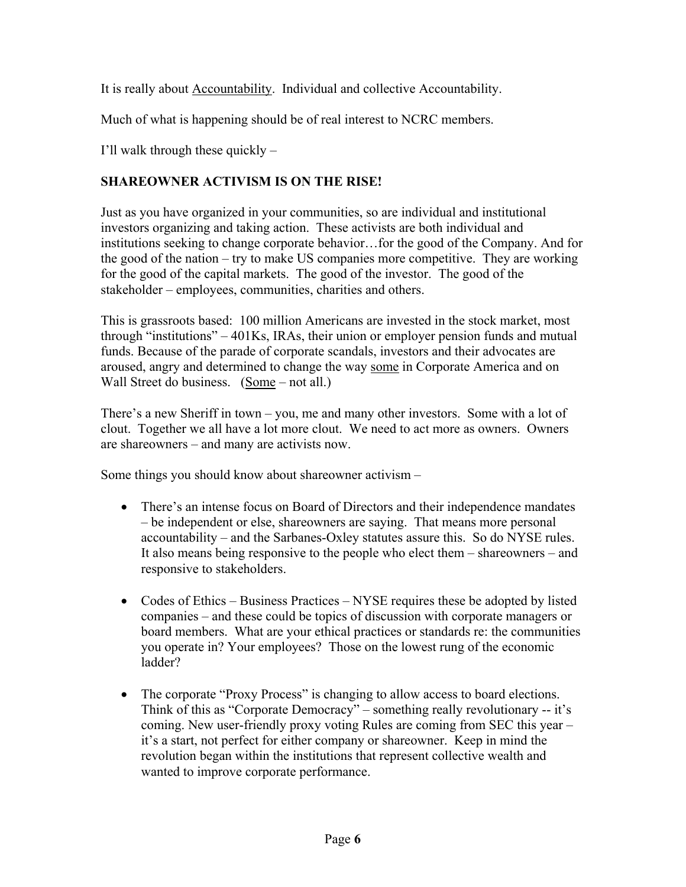It is really about <u>Accountability</u>. Individual and collective Accountability.

Much of what is happening should be of real interest to NCRC members.

I'll walk through these quickly –

**SHAREOWNER ACTIVISM IS ON THE RISE!**

Just as you have organized in your communities, so are individual and institutional investors organizing and taking action. These activists are both individual and institutions seeking to change corporate behavior…for the good of the Company. And for the good of the nation – try to make US companies more competitive. They are working for the good of the capital markets. The good of the investor. The good of the stakeholder – employees, communities, charities and others.

This is grassroots based: 100 million Americans are invested in the stock market, most through "institutions" – 401Ks, IRAs, their union or employer pension funds and mutual funds. Because of the parade of corporate scandals, investors and their advocates are aroused, angry and determined to change the way <u>some</u> in Corporate America and on Wall Street do business. (<u>Some</u> – not all.)

There's a new Sheriff in town – you, me and many other investors. Some with a lot of clout. Together we all have a lot more clout. We need to act more as owners. Owners are shareowners – and many are activists now.

Some things you should know about shareowner activism –

- There's an intense focus on Board of Directors and their independence mandates – be independent or else, shareowners are saying. That means more personal accountability – and the Sarbanes-Oxley statutes assure this. So do NYSE rules. It also means being responsive to the people who elect them – shareowners – and responsive to stakeholders.

- Codes of Ethics – Business Practices – NYSE requires these be adopted by listed companies – and these could be topics of discussion with corporate managers or board members. What are your ethical practices or standards re: the communities you operate in? Your employees? Those on the lowest rung of the economic ladder?

- The corporate "Proxy Process" is changing to allow access to board elections. Think of this as "Corporate Democracy" – something really revolutionary -- it's coming. New user-friendly proxy voting Rules are coming from SEC this year – it's a start, not perfect for either company or shareowner. Keep in mind the revolution began within the institutions that represent collective wealth and wanted to improve corporate performance.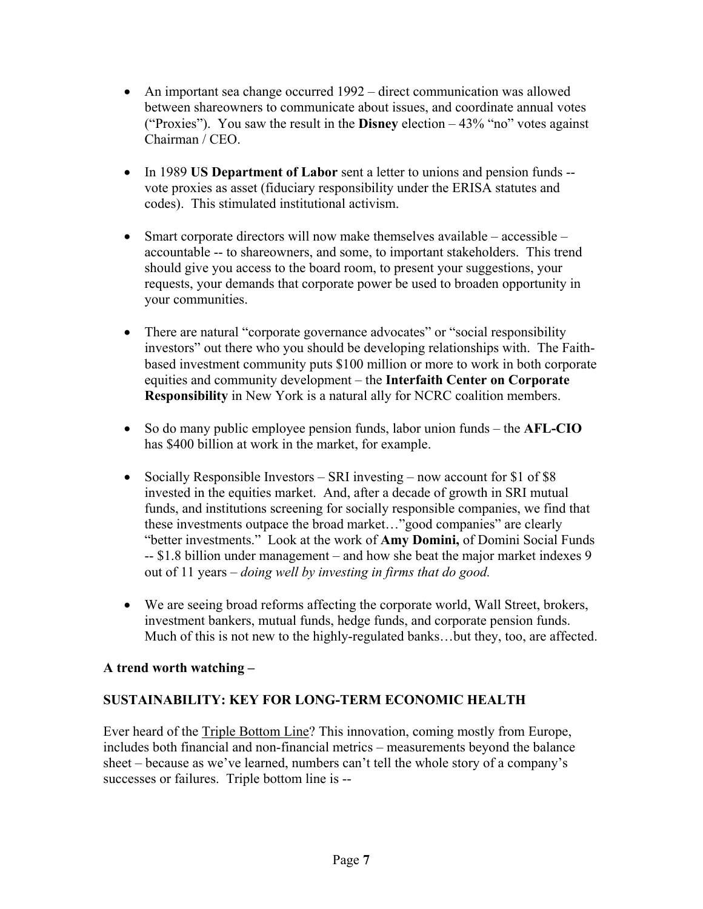- An important sea change occurred 1992 – direct communication was allowed between shareowners to communicate about issues, and coordinate annual votes ("Proxies"). You saw the result in the **Disney** election – 43% "no" votes against Chairman / CEO.

- In 1989 **US Department of Labor** sent a letter to unions and pension funds -- vote proxies as asset (fiduciary responsibility under the ERISA statutes and codes). This stimulated institutional activism.

- Smart corporate directors will now make themselves available – accessible – accountable -- to shareowners, and some, to important stakeholders. This trend should give you access to the board room, to present your suggestions, your requests, your demands that corporate power be used to broaden opportunity in your communities.

- There are natural "corporate governance advocates" or "social responsibility investors" out there who you should be developing relationships with. The Faith-based investment community puts $100 million or more to work in both corporate equities and community development – the **Interfaith Center on Corporate Responsibility** in New York is a natural ally for NCRC coalition members.

- So do many public employee pension funds, labor union funds – the **AFL-CIO** has $400 billion at work in the market, for example.

- Socially Responsible Investors – SRI investing – now account for $1 of $8 invested in the equities market. And, after a decade of growth in SRI mutual funds, and institutions screening for socially responsible companies, we find that these investments outpace the broad market…"good companies" are clearly "better investments." Look at the work of **Amy Domini,** of Domini Social Funds -- $1.8 billion under management – and how she beat the major market indexes 9 out of 11 years – *doing well by investing in firms that do good.*

- We are seeing broad reforms affecting the corporate world, Wall Street, brokers, investment bankers, mutual funds, hedge funds, and corporate pension funds. Much of this is not new to the highly-regulated banks…but they, too, are affected.

**A trend worth watching –**

**SUSTAINABILITY: KEY FOR LONG-TERM ECONOMIC HEALTH**

Ever heard of the Triple Bottom Line? This innovation, coming mostly from Europe, includes both financial and non-financial metrics – measurements beyond the balance sheet – because as we've learned, numbers can't tell the whole story of a company's successes or failures. Triple bottom line is --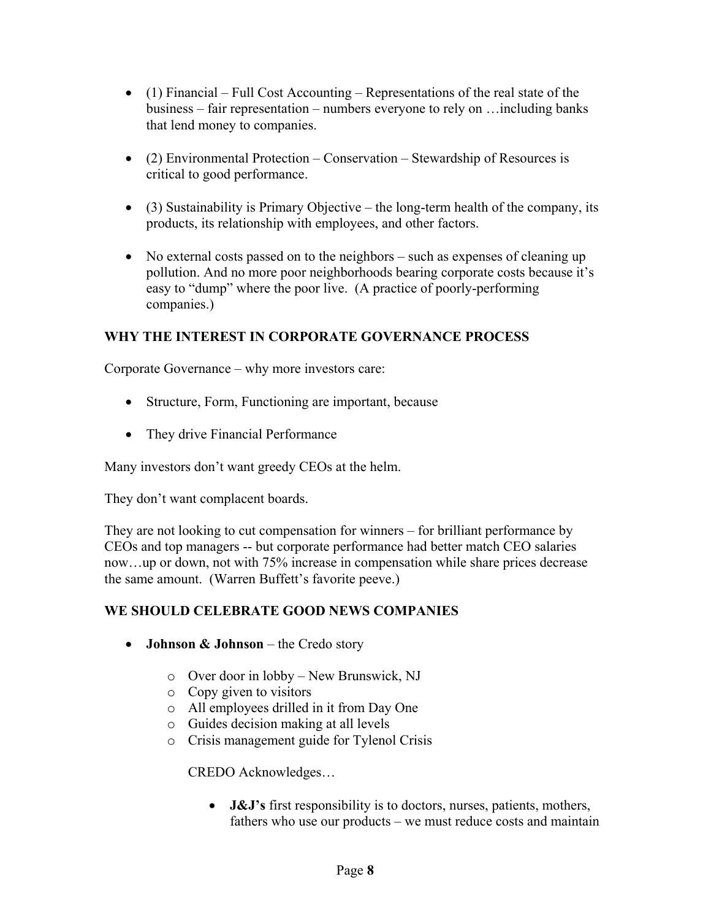- (1) Financial – Full Cost Accounting – Representations of the real state of the business – fair representation – numbers everyone to rely on …including banks that lend money to companies.

- (2) Environmental Protection – Conservation – Stewardship of Resources is critical to good performance.

- (3) Sustainability is Primary Objective – the long-term health of the company, its products, its relationship with employees, and other factors.

- No external costs passed on to the neighbors – such as expenses of cleaning up pollution. And no more poor neighborhoods bearing corporate costs because it's easy to "dump" where the poor live. (A practice of poorly-performing companies.)

**WHY THE INTEREST IN CORPORATE GOVERNANCE PROCESS**

Corporate Governance – why more investors care:

- Structure, Form, Functioning are important, because

- They drive Financial Performance

Many investors don't want greedy CEOs at the helm.

They don't want complacent boards.

They are not looking to cut compensation for winners – for brilliant performance by CEOs and top managers -- but corporate performance had better match CEO salaries now…up or down, not with 75% increase in compensation while share prices decrease the same amount. (Warren Buffett's favorite peeve.)

**WE SHOULD CELEBRATE GOOD NEWS COMPANIES**

- **Johnson & Johnson** – the Credo story
  - Over door in lobby – New Brunswick, NJ
  - Copy given to visitors
  - All employees drilled in it from Day One
  - Guides decision making at all levels
  - Crisis management guide for Tylenol Crisis

  CREDO Acknowledges…

  - **J&J's** first responsibility is to doctors, nurses, patients, mothers, fathers who use our products – we must reduce costs and maintain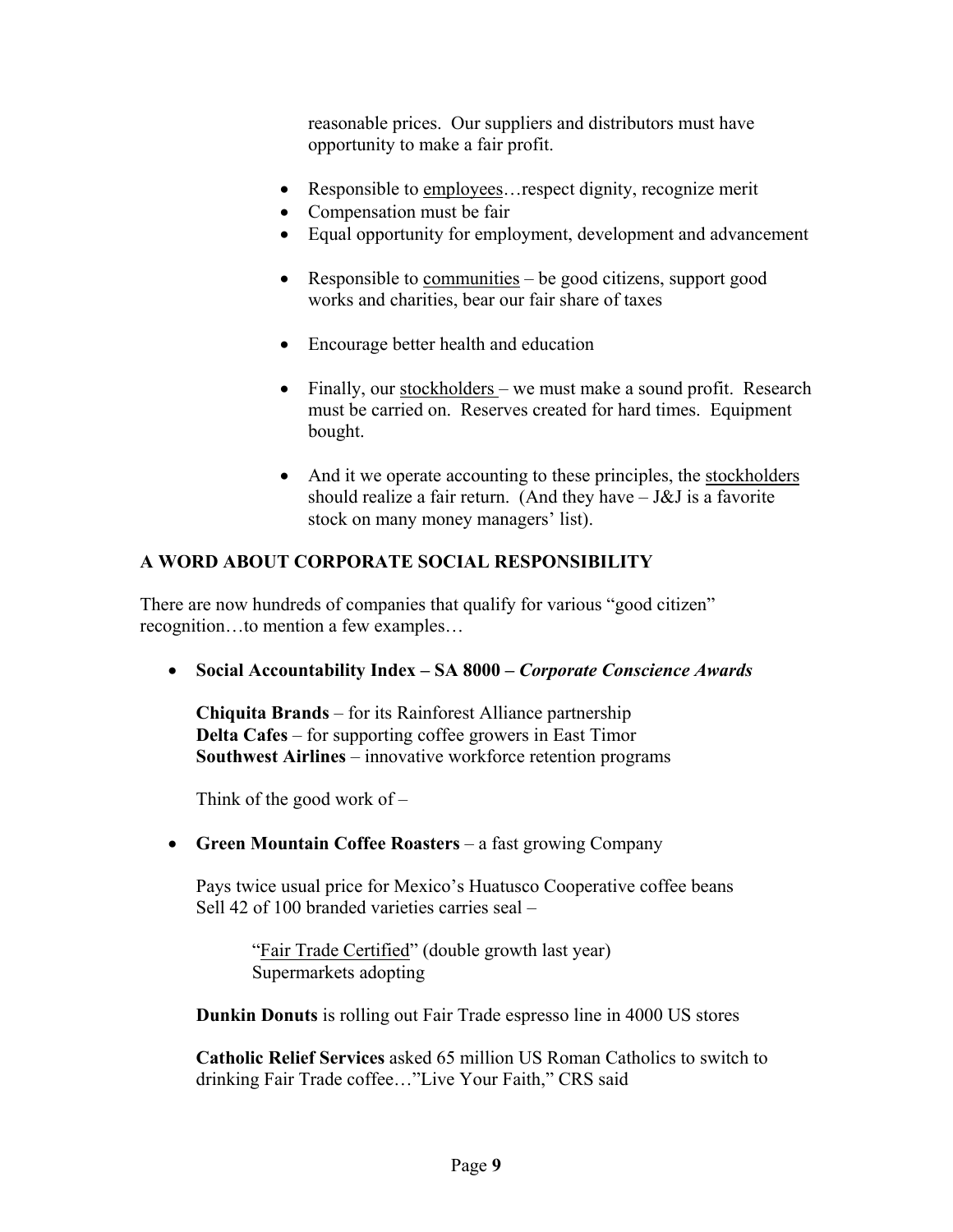reasonable prices. Our suppliers and distributors must have opportunity to make a fair profit.

- Responsible to <u>employees</u>…respect dignity, recognize merit
- Compensation must be fair
- Equal opportunity for employment, development and advancement

- Responsible to <u>communities</u> – be good citizens, support good works and charities, bear our fair share of taxes

- Encourage better health and education

- Finally, our <u>stockholders</u> – we must make a sound profit. Research must be carried on. Reserves created for hard times. Equipment bought.

- And it we operate accounting to these principles, the <u>stockholders</u> should realize a fair return. (And they have – J&J is a favorite stock on many money managers' list).

**A WORD ABOUT CORPORATE SOCIAL RESPONSIBILITY**

There are now hundreds of companies that qualify for various "good citizen" recognition…to mention a few examples…

- **Social Accountability Index – SA 8000 –** ***Corporate Conscience Awards***

  **Chiquita Brands** – for its Rainforest Alliance partnership
  **Delta Cafes** – for supporting coffee growers in East Timor
  **Southwest Airlines** – innovative workforce retention programs

  Think of the good work of –

- **Green Mountain Coffee Roasters** – a fast growing Company

  Pays twice usual price for Mexico's Huatusco Cooperative coffee beans
  Sell 42 of 100 branded varieties carries seal –

  > "<u>Fair Trade Certified</u>" (double growth last year)
  > Supermarkets adopting

  **Dunkin Donuts** is rolling out Fair Trade espresso line in 4000 US stores

  **Catholic Relief Services** asked 65 million US Roman Catholics to switch to drinking Fair Trade coffee…"Live Your Faith," CRS said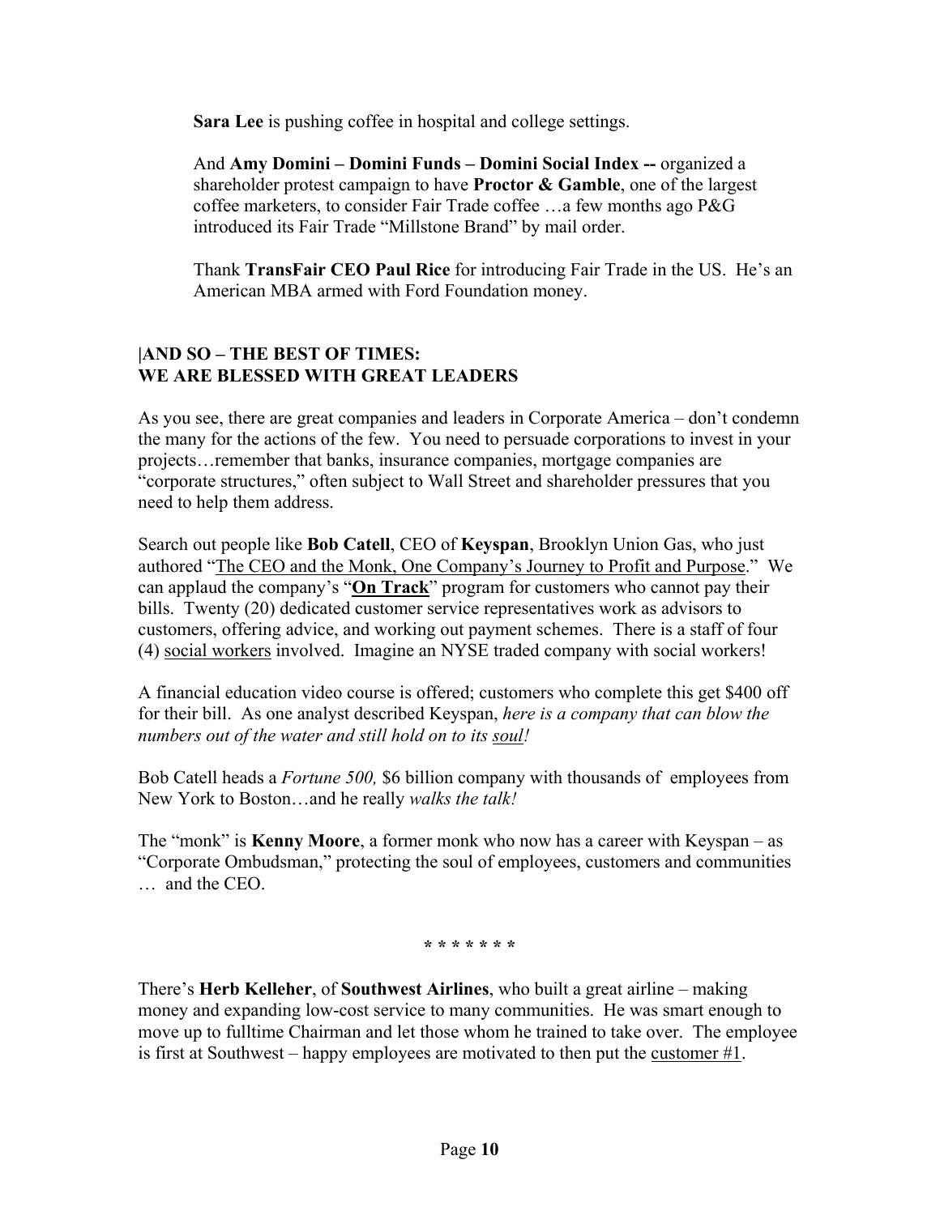**Sara Lee** is pushing coffee in hospital and college settings.

And **Amy Domini – Domini Funds – Domini Social Index --** organized a shareholder protest campaign to have **Proctor & Gamble**, one of the largest coffee marketers, to consider Fair Trade coffee …a few months ago P&G introduced its Fair Trade "Millstone Brand" by mail order.

Thank **TransFair CEO Paul Rice** for introducing Fair Trade in the US. He's an American MBA armed with Ford Foundation money.

## |AND SO – THE BEST OF TIMES: WE ARE BLESSED WITH GREAT LEADERS

As you see, there are great companies and leaders in Corporate America – don't condemn the many for the actions of the few. You need to persuade corporations to invest in your projects…remember that banks, insurance companies, mortgage companies are "corporate structures," often subject to Wall Street and shareholder pressures that you need to help them address.

Search out people like **Bob Catell**, CEO of **Keyspan**, Brooklyn Union Gas, who just authored "The CEO and the Monk, One Company's Journey to Profit and Purpose." We can applaud the company's "**On Track**" program for customers who cannot pay their bills. Twenty (20) dedicated customer service representatives work as advisors to customers, offering advice, and working out payment schemes. There is a staff of four (4) social workers involved. Imagine an NYSE traded company with social workers!

A financial education video course is offered; customers who complete this get $400 off for their bill. As one analyst described Keyspan, *here is a company that can blow the numbers out of the water and still hold on to its soul!*

Bob Catell heads a *Fortune 500,* $6 billion company with thousands of employees from New York to Boston…and he really *walks the talk!*

The "monk" is **Kenny Moore**, a former monk who now has a career with Keyspan – as "Corporate Ombudsman," protecting the soul of employees, customers and communities … and the CEO.

**\* \* \* \* \* \* \***

There's **Herb Kelleher**, of **Southwest Airlines**, who built a great airline – making money and expanding low-cost service to many communities. He was smart enough to move up to fulltime Chairman and let those whom he trained to take over. The employee is first at Southwest – happy employees are motivated to then put the customer #1.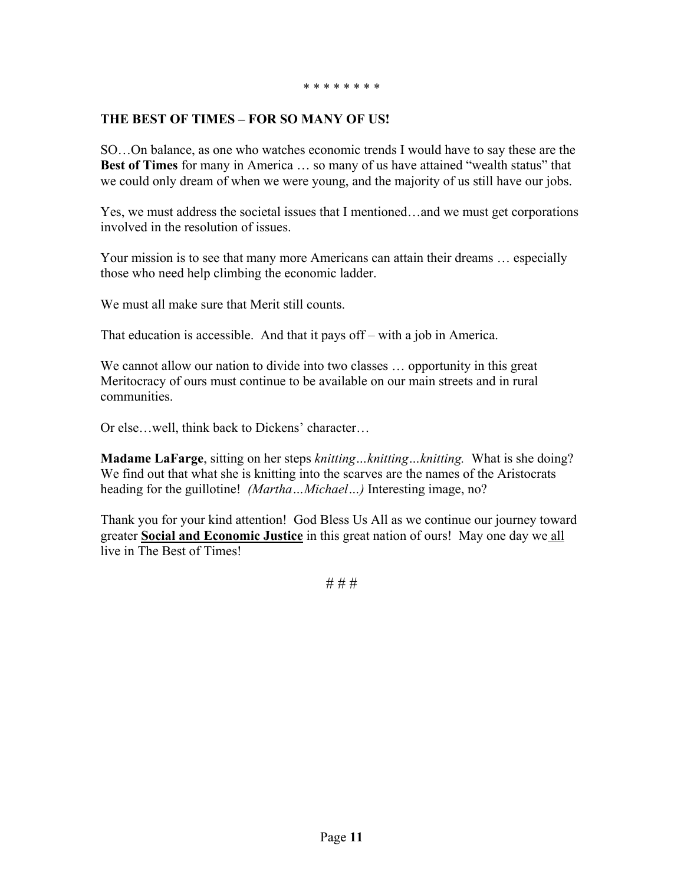\* \* \* \* \* \* \* \*

**THE BEST OF TIMES – FOR SO MANY OF US!**

SO…On balance, as one who watches economic trends I would have to say these are the **Best of Times** for many in America … so many of us have attained "wealth status" that we could only dream of when we were young, and the majority of us still have our jobs.

Yes, we must address the societal issues that I mentioned…and we must get corporations involved in the resolution of issues.

Your mission is to see that many more Americans can attain their dreams … especially those who need help climbing the economic ladder.

We must all make sure that Merit still counts.

That education is accessible. And that it pays off – with a job in America.

We cannot allow our nation to divide into two classes … opportunity in this great Meritocracy of ours must continue to be available on our main streets and in rural communities.

Or else…well, think back to Dickens' character…

**Madame LaFarge**, sitting on her steps *knitting…knitting…knitting.* What is she doing? We find out that what she is knitting into the scarves are the names of the Aristocrats heading for the guillotine! *(Martha…Michael…)* Interesting image, no?

Thank you for your kind attention! God Bless Us All as we continue our journey toward greater <u>**Social and Economic Justice**</u> in this great nation of ours! May one day we <u>all</u> live in The Best of Times!

# # #